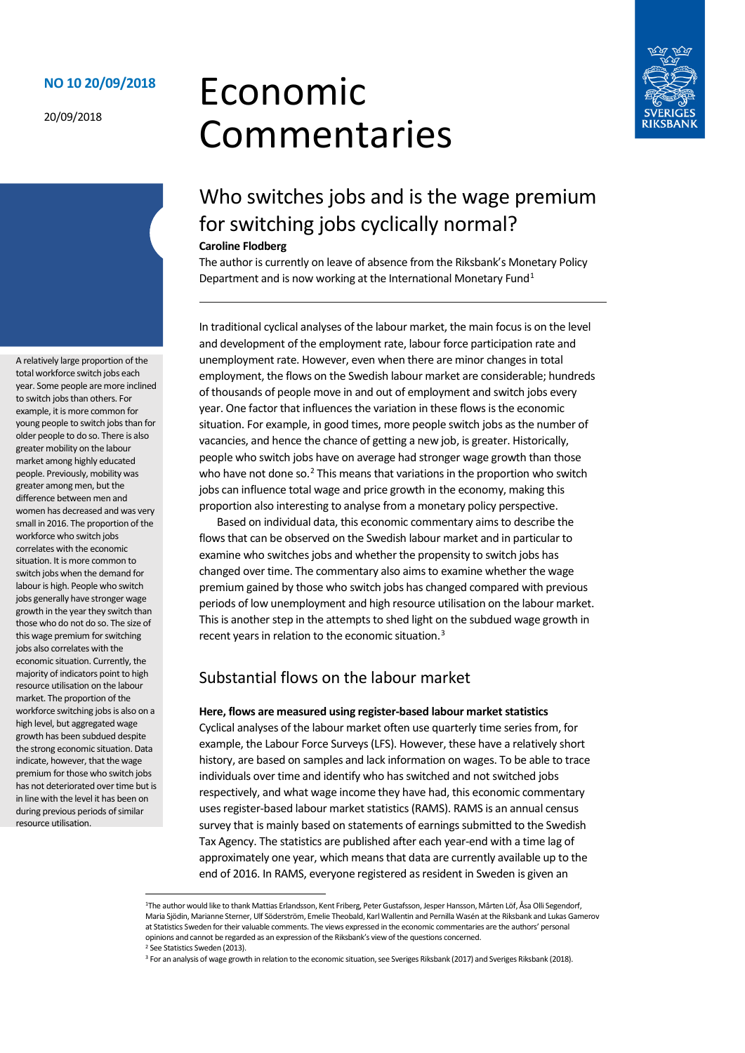**NO 10 20/09/2018**

20/09/2018

# Economic Commentaries

## Who switches jobs and is the wage premium for switching jobs cyclically normal?

**Caroline Flodberg**

The author is currently on leave of absence from the Riksbank's Monetary Policy Department and is now working at the International Monetary Fund[1]

A relatively large proportion of the total workforce switch jobs each year. Some people are more inclined to switch jobs than others. For example, it is more common for young people to switch jobs than for older people to do so. There is also greater mobility on the labour market among highly educated people. Previously, mobility was greater among men, but the difference between men and women has decreased and was very small in 2016. The proportion of the workforce who switch jobs correlates with the economic situation. It is more common to switch jobs when the demand for labour is high. People who switch jobs generally have stronger wage growth in the year they switch than those who do not do so. The size of this wage premium for switching jobs also correlates with the economic situation. Currently, the majority of indicators point to high resource utilisation on the labour market. The proportion of the workforce switching jobs is also on a high level, but aggregated wage growth has been subdued despite the strong economic situation. Data indicate, however, that the wage premium for those who switch jobs has not deteriorated over time but is in line with the level it has been on during previous periods of similar resource utilisation.

In traditional cyclical analyses of the labour market, the main focus is on the level and development of the employment rate, labour force participation rate and unemployment rate. However, even when there are minor changes in total employment, the flows on the Swedish labour market are considerable; hundreds of thousands of people move in and out of employment and switch jobs every year. One factor that influences the variation in these flows is the economic situation. For example, in good times, more people switch jobs as the number of vacancies, and hence the chance of getting a new job, is greater. Historically, people who switch jobs have on average had stronger wage growth than those who have not done so.[2] This means that variations in the proportion who switch jobs can influence total wage and price growth in the economy, making this proportion also interesting to analyse from a monetary policy perspective.

Based on individual data, this economic commentary aims to describe the flows that can be observed on the Swedish labour market and in particular to examine who switches jobs and whether the propensity to switch jobs has changed over time. The commentary also aims to examine whether the wage premium gained by those who switch jobs has changed compared with previous periods of low unemployment and high resource utilisation on the labour market. This is another step in the attempts to shed light on the subdued wage growth in recent years in relation to the economic situation.[3]

## Substantial flows on the labour market

**Here, flows are measured using register-based labour market statistics**

Cyclical analyses of the labour market often use quarterly time series from, for example, the Labour Force Surveys (LFS). However, these have a relatively short history, are based on samples and lack information on wages. To be able to trace individuals over time and identify who has switched and not switched jobs respectively, and what wage income they have had, this economic commentary uses register-based labour market statistics (RAMS). RAMS is an annual census survey that is mainly based on statements of earnings submitted to the Swedish Tax Agency. The statistics are published after each year-end with a time lag of approximately one year, which means that data are currently available up to the end of 2016. In RAMS, everyone registered as resident in Sweden is given an

---

[1] The author would like to thank Mattias Erlandsson, Kent Friberg, Peter Gustafsson, Jesper Hansson, Mårten Löf, Åsa Olli Segendorf, Maria Sjödin, Marianne Sterner, Ulf Söderström, Emelie Theobald, Karl Wallentin and Pernilla Wasén at the Riksbank and Lukas Gamerov at Statistics Sweden for their valuable comments. The views expressed in the economic commentaries are the authors' personal opinions and cannot be regarded as an expression of the Riksbank's view of the questions concerned.

[2] See Statistics Sweden (2013).

[3] For an analysis of wage growth in relation to the economic situation, see Sveriges Riksbank (2017) and Sveriges Riksbank (2018).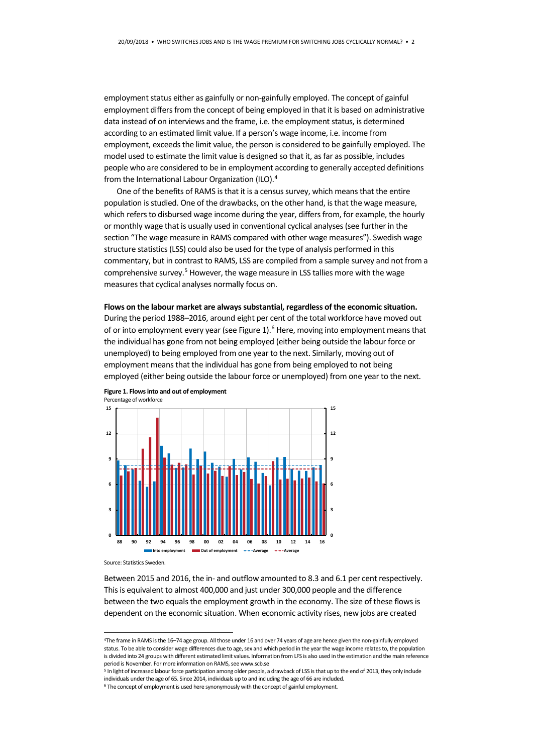employment status either as gainfully or non-gainfully employed. The concept of gainful employment differs from the concept of being employed in that it is based on administrative data instead of on interviews and the frame, i.e. the employment status, is determined according to an estimated limit value. If a person's wage income, i.e. income from employment, exceeds the limit value, the person is considered to be gainfully employed. The model used to estimate the limit value is designed so that it, as far as possible, includes people who are considered to be in employment according to generally accepted definitions from the International Labour Organization (ILO).[4]

One of the benefits of RAMS is that it is a census survey, which means that the entire population is studied. One of the drawbacks, on the other hand, is that the wage measure, which refers to disbursed wage income during the year, differs from, for example, the hourly or monthly wage that is usually used in conventional cyclical analyses (see further in the section "The wage measure in RAMS compared with other wage measures"). Swedish wage structure statistics (LSS) could also be used for the type of analysis performed in this commentary, but in contrast to RAMS, LSS are compiled from a sample survey and not from a comprehensive survey.[5] However, the wage measure in LSS tallies more with the wage measures that cyclical analyses normally focus on.

**Flows on the labour market are always substantial, regardless of the economic situation.** During the period 1988–2016, around eight per cent of the total workforce have moved out of or into employment every year (see Figure 1).[6] Here, moving into employment means that the individual has gone from not being employed (either being outside the labour force or unemployed) to being employed from one year to the next. Similarly, moving out of employment means that the individual has gone from being employed to not being employed (either being outside the labour force or unemployed) from one year to the next.

**Figure 1. Flows into and out of employment**
Percentage of workforce

Source: Statistics Sweden.

Between 2015 and 2016, the in- and outflow amounted to 8.3 and 6.1 per cent respectively. This is equivalent to almost 400,000 and just under 300,000 people and the difference between the two equals the employment growth in the economy. The size of these flows is dependent on the economic situation. When economic activity rises, new jobs are created

---

[4] The frame in RAMS is the 16–74 age group. All those under 16 and over 74 years of age are hence given the non-gainfully employed status. To be able to consider wage differences due to age, sex and which period in the year the wage income relates to, the population is divided into 24 groups with different estimated limit values. Information from LFS is also used in the estimation and the main reference period is November. For more information on RAMS, see www.scb.se

[5] In light of increased labour force participation among older people, a drawback of LSS is that up to the end of 2013, they only include individuals under the age of 65. Since 2014, individuals up to and including the age of 66 are included.

[6] The concept of employment is used here synonymously with the concept of gainful employment.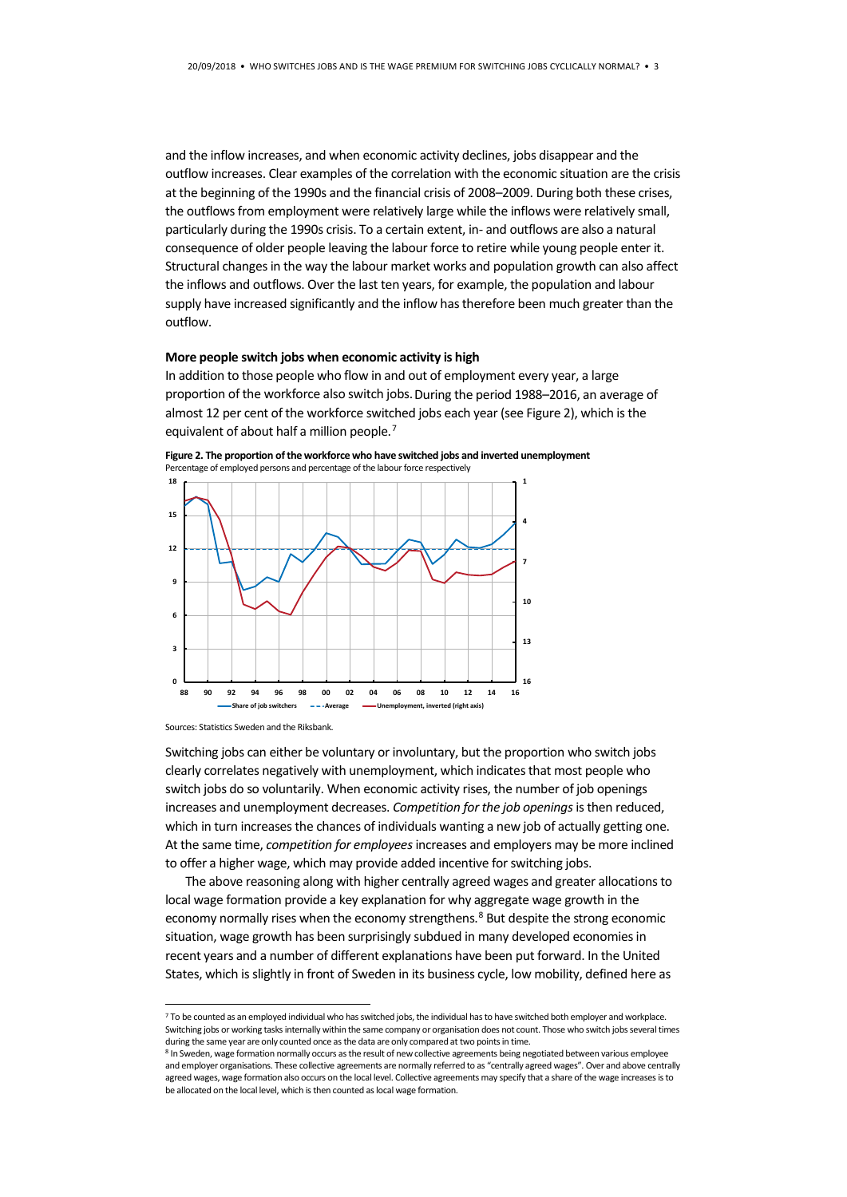and the inflow increases, and when economic activity declines, jobs disappear and the outflow increases. Clear examples of the correlation with the economic situation are the crisis at the beginning of the 1990s and the financial crisis of 2008–2009. During both these crises, the outflows from employment were relatively large while the inflows were relatively small, particularly during the 1990s crisis. To a certain extent, in- and outflows are also a natural consequence of older people leaving the labour force to retire while young people enter it. Structural changes in the way the labour market works and population growth can also affect the inflows and outflows. Over the last ten years, for example, the population and labour supply have increased significantly and the inflow has therefore been much greater than the outflow.

### More people switch jobs when economic activity is high

In addition to those people who flow in and out of employment every year, a large proportion of the workforce also switch jobs. During the period 1988–2016, an average of almost 12 per cent of the workforce switched jobs each year (see Figure 2), which is the equivalent of about half a million people.[7]

**Figure 2. The proportion of the workforce who have switched jobs and inverted unemployment**
Percentage of employed persons and percentage of the labour force respectively

Sources: Statistics Sweden and the Riksbank.

Switching jobs can either be voluntary or involuntary, but the proportion who switch jobs clearly correlates negatively with unemployment, which indicates that most people who switch jobs do so voluntarily. When economic activity rises, the number of job openings increases and unemployment decreases. *Competition for the job openings* is then reduced, which in turn increases the chances of individuals wanting a new job of actually getting one. At the same time, *competition for employees* increases and employers may be more inclined to offer a higher wage, which may provide added incentive for switching jobs.

The above reasoning along with higher centrally agreed wages and greater allocations to local wage formation provide a key explanation for why aggregate wage growth in the economy normally rises when the economy strengthens.[8] But despite the strong economic situation, wage growth has been surprisingly subdued in many developed economies in recent years and a number of different explanations have been put forward. In the United States, which is slightly in front of Sweden in its business cycle, low mobility, defined here as

---

[7] To be counted as an employed individual who has switched jobs, the individual has to have switched both employer and workplace. Switching jobs or working tasks internally within the same company or organisation does not count. Those who switch jobs several times during the same year are only counted once as the data are only compared at two points in time.

[8] In Sweden, wage formation normally occurs as the result of new collective agreements being negotiated between various employee and employer organisations. These collective agreements are normally referred to as "centrally agreed wages". Over and above centrally agreed wages, wage formation also occurs on the local level. Collective agreements may specify that a share of the wage increases is to be allocated on the local level, which is then counted as local wage formation.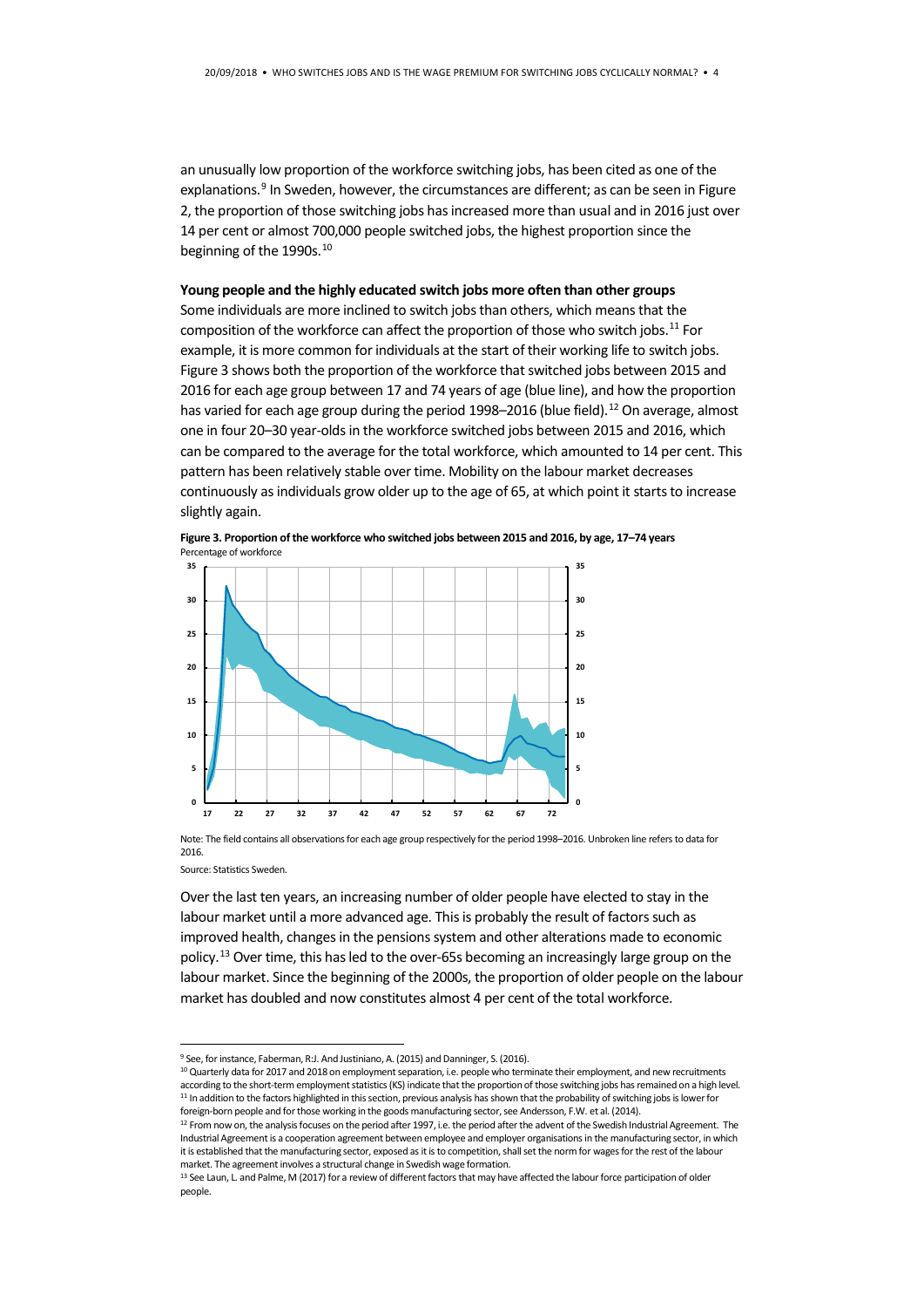an unusually low proportion of the workforce switching jobs, has been cited as one of the explanations.[9] In Sweden, however, the circumstances are different; as can be seen in Figure 2, the proportion of those switching jobs has increased more than usual and in 2016 just over 14 per cent or almost 700,000 people switched jobs, the highest proportion since the beginning of the 1990s.[10]

**Young people and the highly educated switch jobs more often than other groups**

Some individuals are more inclined to switch jobs than others, which means that the composition of the workforce can affect the proportion of those who switch jobs.[11] For example, it is more common for individuals at the start of their working life to switch jobs. Figure 3 shows both the proportion of the workforce that switched jobs between 2015 and 2016 for each age group between 17 and 74 years of age (blue line), and how the proportion has varied for each age group during the period 1998–2016 (blue field).[12] On average, almost one in four 20–30 year-olds in the workforce switched jobs between 2015 and 2016, which can be compared to the average for the total workforce, which amounted to 14 per cent. This pattern has been relatively stable over time. Mobility on the labour market decreases continuously as individuals grow older up to the age of 65, at which point it starts to increase slightly again.

**Figure 3. Proportion of the workforce who switched jobs between 2015 and 2016, by age, 17–74 years**
Percentage of workforce

Note: The field contains all observations for each age group respectively for the period 1998–2016. Unbroken line refers to data for 2016.

Source: Statistics Sweden.

Over the last ten years, an increasing number of older people have elected to stay in the labour market until a more advanced age. This is probably the result of factors such as improved health, changes in the pensions system and other alterations made to economic policy.[13] Over time, this has led to the over-65s becoming an increasingly large group on the labour market. Since the beginning of the 2000s, the proportion of older people on the labour market has doubled and now constitutes almost 4 per cent of the total workforce.

---

[9] See, for instance, Faberman, R.J. And Justiniano, A. (2015) and Danninger, S. (2016).

[10] Quarterly data for 2017 and 2018 on employment separation, i.e. people who terminate their employment, and new recruitments according to the short-term employment statistics (KS) indicate that the proportion of those switching jobs has remained on a high level.

[11] In addition to the factors highlighted in this section, previous analysis has shown that the probability of switching jobs is lower for foreign-born people and for those working in the goods manufacturing sector, see Andersson, F.W. et al. (2014).

[12] From now on, the analysis focuses on the period after 1997, i.e. the period after the advent of the Swedish Industrial Agreement. The Industrial Agreement is a cooperation agreement between employee and employer organisations in the manufacturing sector, in which it is established that the manufacturing sector, exposed as it is to competition, shall set the norm for wages for the rest of the labour market. The agreement involves a structural change in Swedish wage formation.

[13] See Laun, L. and Palme, M (2017) for a review of different factors that may have affected the labour force participation of older people.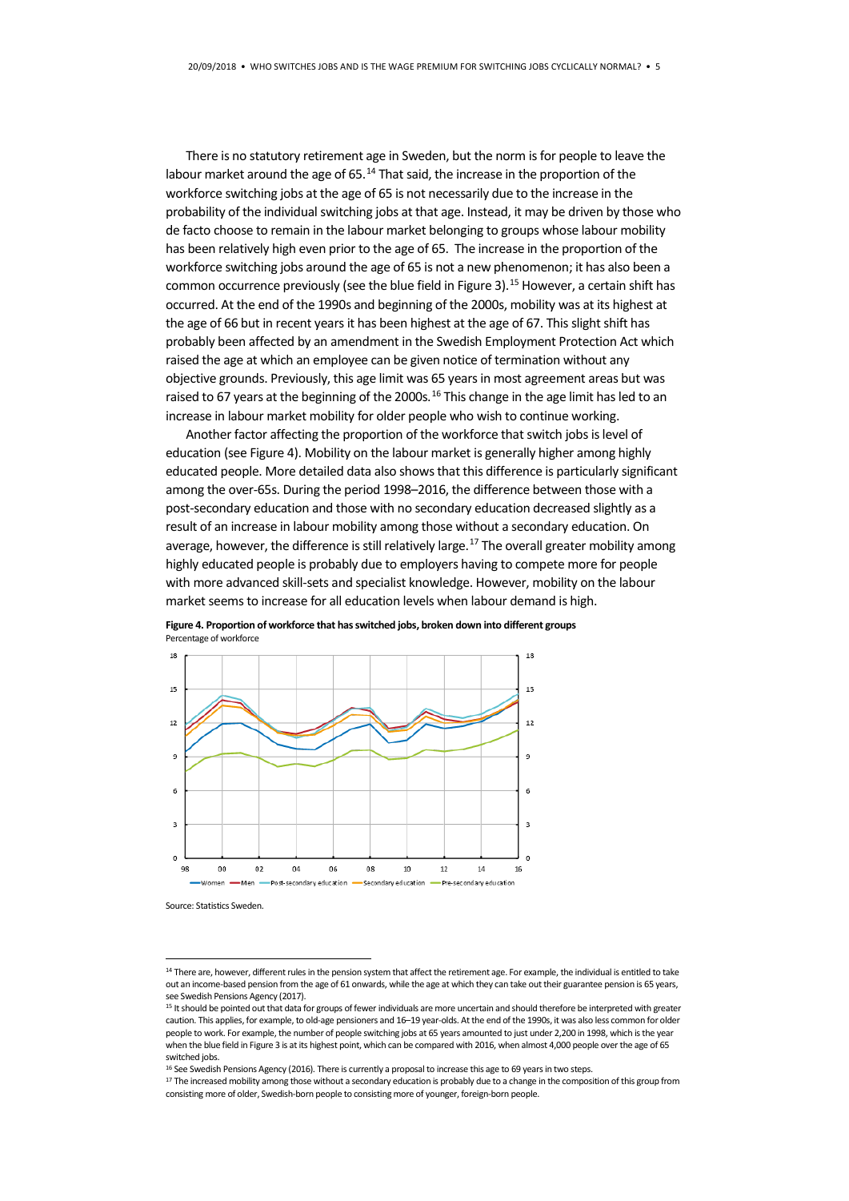There is no statutory retirement age in Sweden, but the norm is for people to leave the labour market around the age of 65.[14] That said, the increase in the proportion of the workforce switching jobs at the age of 65 is not necessarily due to the increase in the probability of the individual switching jobs at that age. Instead, it may be driven by those who de facto choose to remain in the labour market belonging to groups whose labour mobility has been relatively high even prior to the age of 65. The increase in the proportion of the workforce switching jobs around the age of 65 is not a new phenomenon; it has also been a common occurrence previously (see the blue field in Figure 3).[15] However, a certain shift has occurred. At the end of the 1990s and beginning of the 2000s, mobility was at its highest at the age of 66 but in recent years it has been highest at the age of 67. This slight shift has probably been affected by an amendment in the Swedish Employment Protection Act which raised the age at which an employee can be given notice of termination without any objective grounds. Previously, this age limit was 65 years in most agreement areas but was raised to 67 years at the beginning of the 2000s.[16] This change in the age limit has led to an increase in labour market mobility for older people who wish to continue working.

Another factor affecting the proportion of the workforce that switch jobs is level of education (see Figure 4). Mobility on the labour market is generally higher among highly educated people. More detailed data also shows that this difference is particularly significant among the over-65s. During the period 1998–2016, the difference between those with a post-secondary education and those with no secondary education decreased slightly as a result of an increase in labour mobility among those without a secondary education. On average, however, the difference is still relatively large.[17] The overall greater mobility among highly educated people is probably due to employers having to compete more for people with more advanced skill-sets and specialist knowledge. However, mobility on the labour market seems to increase for all education levels when labour demand is high.

**Figure 4. Proportion of workforce that has switched jobs, broken down into different groups**
Percentage of workforce

Source: Statistics Sweden.

---

[14] There are, however, different rules in the pension system that affect the retirement age. For example, the individual is entitled to take out an income-based pension from the age of 61 onwards, while the age at which they can take out their guarantee pension is 65 years, see Swedish Pensions Agency (2017).

[15] It should be pointed out that data for groups of fewer individuals are more uncertain and should therefore be interpreted with greater caution. This applies, for example, to old-age pensioners and 16–19 year-olds. At the end of the 1990s, it was also less common for older people to work. For example, the number of people switching jobs at 65 years amounted to just under 2,200 in 1998, which is the year when the blue field in Figure 3 is at its highest point, which can be compared with 2016, when almost 4,000 people over the age of 65 switched jobs.

[16] See Swedish Pensions Agency (2016). There is currently a proposal to increase this age to 69 years in two steps.

[17] The increased mobility among those without a secondary education is probably due to a change in the composition of this group from consisting more of older, Swedish-born people to consisting more of younger, foreign-born people.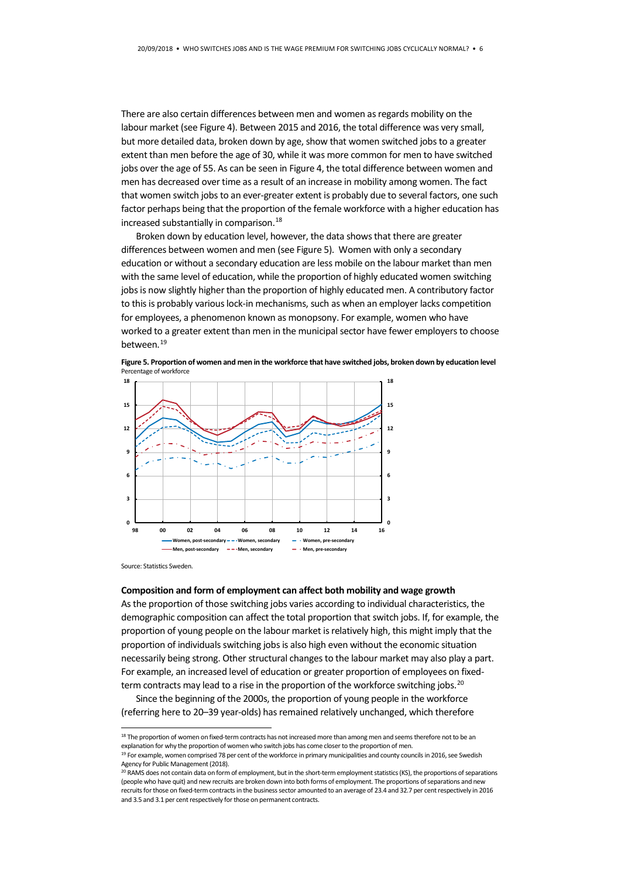There are also certain differences between men and women as regards mobility on the labour market (see Figure 4). Between 2015 and 2016, the total difference was very small, but more detailed data, broken down by age, show that women switched jobs to a greater extent than men before the age of 30, while it was more common for men to have switched jobs over the age of 55. As can be seen in Figure 4, the total difference between women and men has decreased over time as a result of an increase in mobility among women. The fact that women switch jobs to an ever-greater extent is probably due to several factors, one such factor perhaps being that the proportion of the female workforce with a higher education has increased substantially in comparison.[18]

Broken down by education level, however, the data shows that there are greater differences between women and men (see Figure 5). Women with only a secondary education or without a secondary education are less mobile on the labour market than men with the same level of education, while the proportion of highly educated women switching jobs is now slightly higher than the proportion of highly educated men. A contributory factor to this is probably various lock-in mechanisms, such as when an employer lacks competition for employees, a phenomenon known as monopsony. For example, women who have worked to a greater extent than men in the municipal sector have fewer employers to choose between.[19]

**Figure 5. Proportion of women and men in the workforce that have switched jobs, broken down by education level**
Percentage of workforce

Source: Statistics Sweden.

**Composition and form of employment can affect both mobility and wage growth**

As the proportion of those switching jobs varies according to individual characteristics, the demographic composition can affect the total proportion that switch jobs. If, for example, the proportion of young people on the labour market is relatively high, this might imply that the proportion of individuals switching jobs is also high even without the economic situation necessarily being strong. Other structural changes to the labour market may also play a part. For example, an increased level of education or greater proportion of employees on fixed-term contracts may lead to a rise in the proportion of the workforce switching jobs.[20]

Since the beginning of the 2000s, the proportion of young people in the workforce (referring here to 20–39 year-olds) has remained relatively unchanged, which therefore

---

[18] The proportion of women on fixed-term contracts has not increased more than among men and seems therefore not to be an explanation for why the proportion of women who switch jobs has come closer to the proportion of men.

[19] For example, women comprised 78 per cent of the workforce in primary municipalities and county councils in 2016, see Swedish Agency for Public Management (2018).

[20] RAMS does not contain data on form of employment, but in the short-term employment statistics (KS), the proportions of separations (people who have quit) and new recruits are broken down into both forms of employment. The proportions of separations and new recruits for those on fixed-term contracts in the business sector amounted to an average of 23.4 and 32.7 per cent respectively in 2016 and 3.5 and 3.1 per cent respectively for those on permanent contracts.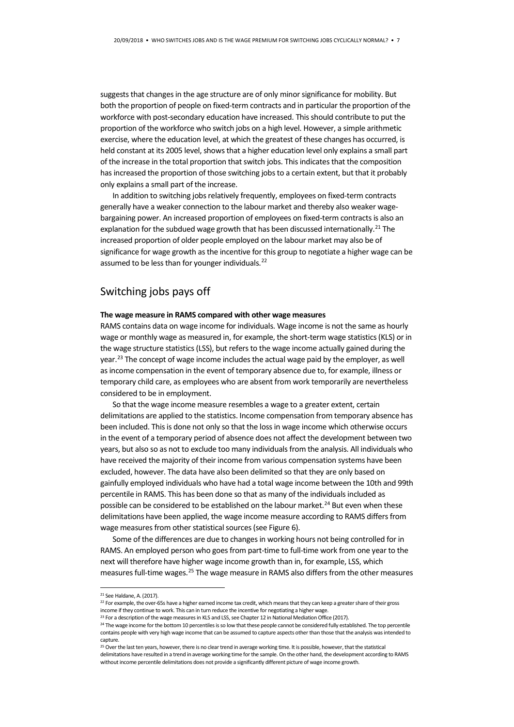suggests that changes in the age structure are of only minor significance for mobility. But both the proportion of people on fixed-term contracts and in particular the proportion of the workforce with post-secondary education have increased. This should contribute to put the proportion of the workforce who switch jobs on a high level. However, a simple arithmetic exercise, where the education level, at which the greatest of these changes has occurred, is held constant at its 2005 level, shows that a higher education level only explains a small part of the increase in the total proportion that switch jobs. This indicates that the composition has increased the proportion of those switching jobs to a certain extent, but that it probably only explains a small part of the increase.

In addition to switching jobs relatively frequently, employees on fixed-term contracts generally have a weaker connection to the labour market and thereby also weaker wage-bargaining power. An increased proportion of employees on fixed-term contracts is also an explanation for the subdued wage growth that has been discussed internationally.[21] The increased proportion of older people employed on the labour market may also be of significance for wage growth as the incentive for this group to negotiate a higher wage can be assumed to be less than for younger individuals.[22]

## Switching jobs pays off

**The wage measure in RAMS compared with other wage measures**

RAMS contains data on wage income for individuals. Wage income is not the same as hourly wage or monthly wage as measured in, for example, the short-term wage statistics (KLS) or in the wage structure statistics (LSS), but refers to the wage income actually gained during the year.[23] The concept of wage income includes the actual wage paid by the employer, as well as income compensation in the event of temporary absence due to, for example, illness or temporary child care, as employees who are absent from work temporarily are nevertheless considered to be in employment.

So that the wage income measure resembles a wage to a greater extent, certain delimitations are applied to the statistics. Income compensation from temporary absence has been included. This is done not only so that the loss in wage income which otherwise occurs in the event of a temporary period of absence does not affect the development between two years, but also so as not to exclude too many individuals from the analysis. All individuals who have received the majority of their income from various compensation systems have been excluded, however. The data have also been delimited so that they are only based on gainfully employed individuals who have had a total wage income between the 10th and 99th percentile in RAMS. This has been done so that as many of the individuals included as possible can be considered to be established on the labour market.[24] But even when these delimitations have been applied, the wage income measure according to RAMS differs from wage measures from other statistical sources (see Figure 6).

Some of the differences are due to changes in working hours not being controlled for in RAMS. An employed person who goes from part-time to full-time work from one year to the next will therefore have higher wage income growth than in, for example, LSS, which measures full-time wages.[25] The wage measure in RAMS also differs from the other measures

---

[21] See Haldane, A. (2017).

[22] For example, the over-65s have a higher earned income tax credit, which means that they can keep a greater share of their gross income if they continue to work. This can in turn reduce the incentive for negotiating a higher wage.

[23] For a description of the wage measures in KLS and LSS, see Chapter 12 in National Mediation Office (2017).

[24] The wage income for the bottom 10 percentiles is so low that these people cannot be considered fully established. The top percentile contains people with very high wage income that can be assumed to capture aspects other than those that the analysis was intended to capture.

[25] Over the last ten years, however, there is no clear trend in average working time. It is possible, however, that the statistical delimitations have resulted in a trend in average working time for the sample. On the other hand, the development according to RAMS without income percentile delimitations does not provide a significantly different picture of wage income growth.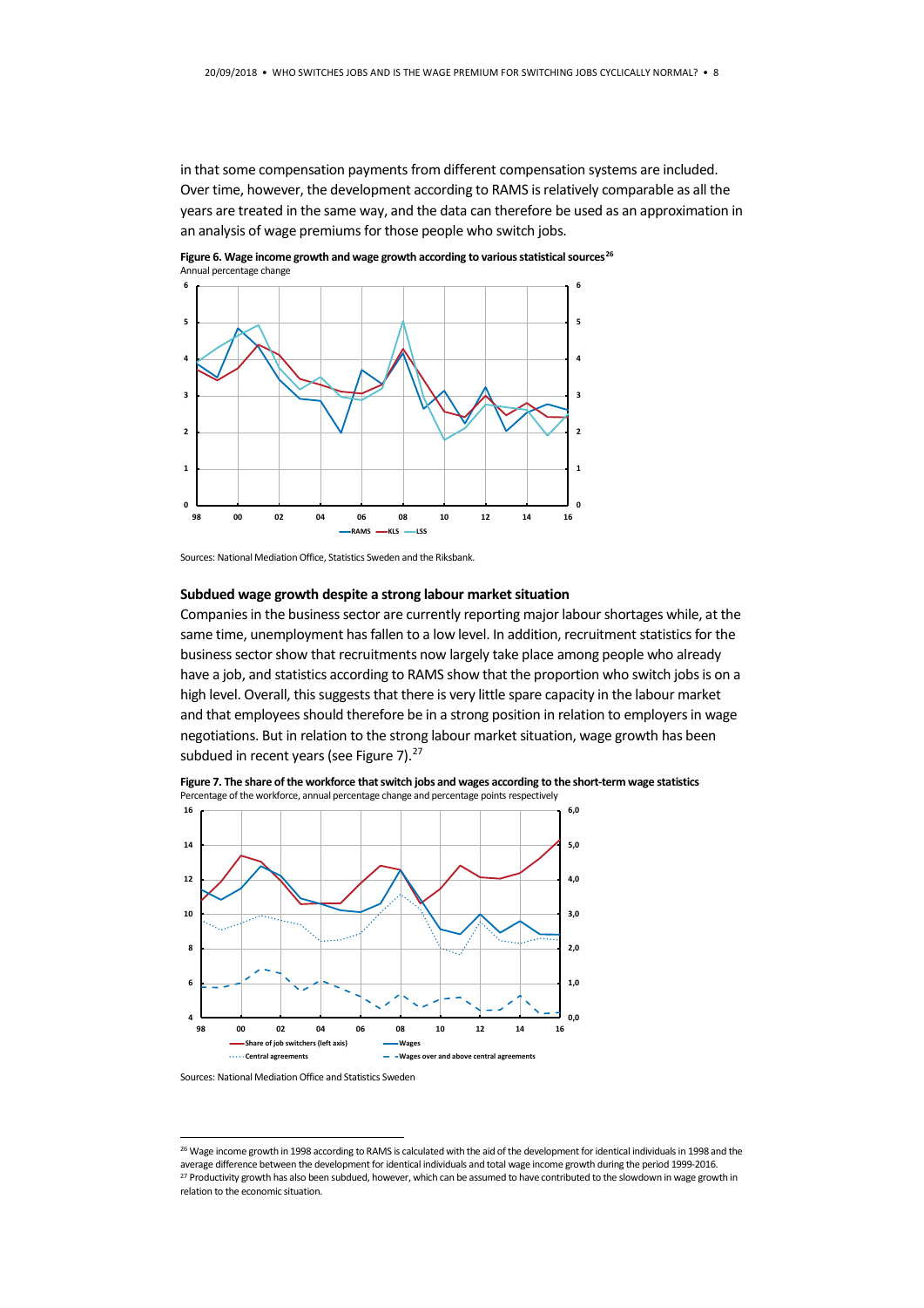in that some compensation payments from different compensation systems are included. Over time, however, the development according to RAMS is relatively comparable as all the years are treated in the same way, and the data can therefore be used as an approximation in an analysis of wage premiums for those people who switch jobs.

**Figure 6. Wage income growth and wage growth according to various statistical sources**[26]
Annual percentage change

Sources: National Mediation Office, Statistics Sweden and the Riksbank.

### Subdued wage growth despite a strong labour market situation

Companies in the business sector are currently reporting major labour shortages while, at the same time, unemployment has fallen to a low level. In addition, recruitment statistics for the business sector show that recruitments now largely take place among people who already have a job, and statistics according to RAMS show that the proportion who switch jobs is on a high level. Overall, this suggests that there is very little spare capacity in the labour market and that employees should therefore be in a strong position in relation to employers in wage negotiations. But in relation to the strong labour market situation, wage growth has been subdued in recent years (see Figure 7).[27]

**Figure 7. The share of the workforce that switch jobs and wages according to the short-term wage statistics**
Percentage of the workforce, annual percentage change and percentage points respectively

Sources: National Mediation Office and Statistics Sweden

---

[26] Wage income growth in 1998 according to RAMS is calculated with the aid of the development for identical individuals in 1998 and the average difference between the development for identical individuals and total wage income growth during the period 1999-2016.

[27] Productivity growth has also been subdued, however, which can be assumed to have contributed to the slowdown in wage growth in relation to the economic situation.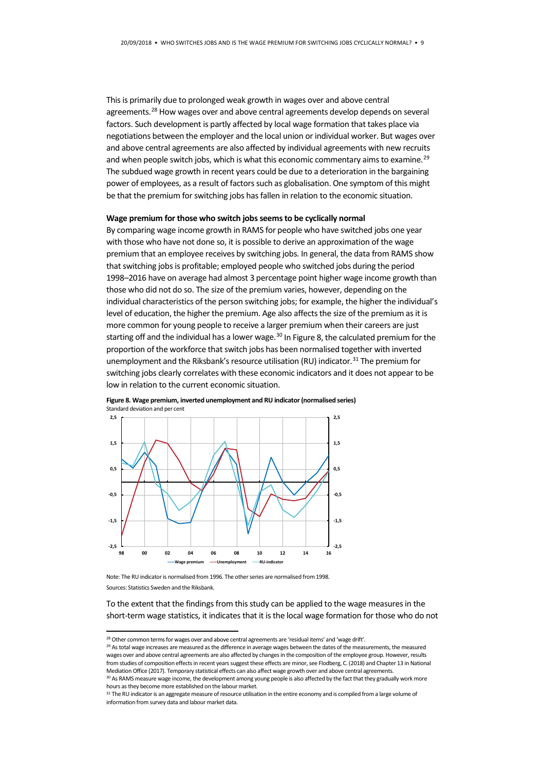This is primarily due to prolonged weak growth in wages over and above central agreements.[28] How wages over and above central agreements develop depends on several factors. Such development is partly affected by local wage formation that takes place via negotiations between the employer and the local union or individual worker. But wages over and above central agreements are also affected by individual agreements with new recruits and when people switch jobs, which is what this economic commentary aims to examine.[29] The subdued wage growth in recent years could be due to a deterioration in the bargaining power of employees, as a result of factors such as globalisation. One symptom of this might be that the premium for switching jobs has fallen in relation to the economic situation.

**Wage premium for those who switch jobs seems to be cyclically normal**

By comparing wage income growth in RAMS for people who have switched jobs one year with those who have not done so, it is possible to derive an approximation of the wage premium that an employee receives by switching jobs. In general, the data from RAMS show that switching jobs is profitable; employed people who switched jobs during the period 1998–2016 have on average had almost 3 percentage point higher wage income growth than those who did not do so. The size of the premium varies, however, depending on the individual characteristics of the person switching jobs; for example, the higher the individual's level of education, the higher the premium. Age also affects the size of the premium as it is more common for young people to receive a larger premium when their careers are just starting off and the individual has a lower wage.[30] In Figure 8, the calculated premium for the proportion of the workforce that switch jobs has been normalised together with inverted unemployment and the Riksbank's resource utilisation (RU) indicator.[31] The premium for switching jobs clearly correlates with these economic indicators and it does not appear to be low in relation to the current economic situation.

**Figure 8. Wage premium, inverted unemployment and RU indicator (normalised series)**
Standard deviation and per cent

Note: The RU indicator is normalised from 1996. The other series are normalised from 1998.
Sources: Statistics Sweden and the Riksbank.

To the extent that the findings from this study can be applied to the wage measures in the short-term wage statistics, it indicates that it is the local wage formation for those who do not

---

[28] Other common terms for wages over and above central agreements are 'residual items' and 'wage drift'.

[29] As total wage increases are measured as the difference in average wages between the dates of the measurements, the measured wages over and above central agreements are also affected by changes in the composition of the employee group. However, results from studies of composition effects in recent years suggest these effects are minor, see Flodberg, C. (2018) and Chapter 13 in National Mediation Office (2017). Temporary statistical effects can also affect wage growth over and above central agreements.

[30] As RAMS measure wage income, the development among young people is also affected by the fact that they gradually work more hours as they become more established on the labour market.

[31] The RU indicator is an aggregate measure of resource utilisation in the entire economy and is compiled from a large volume of information from survey data and labour market data.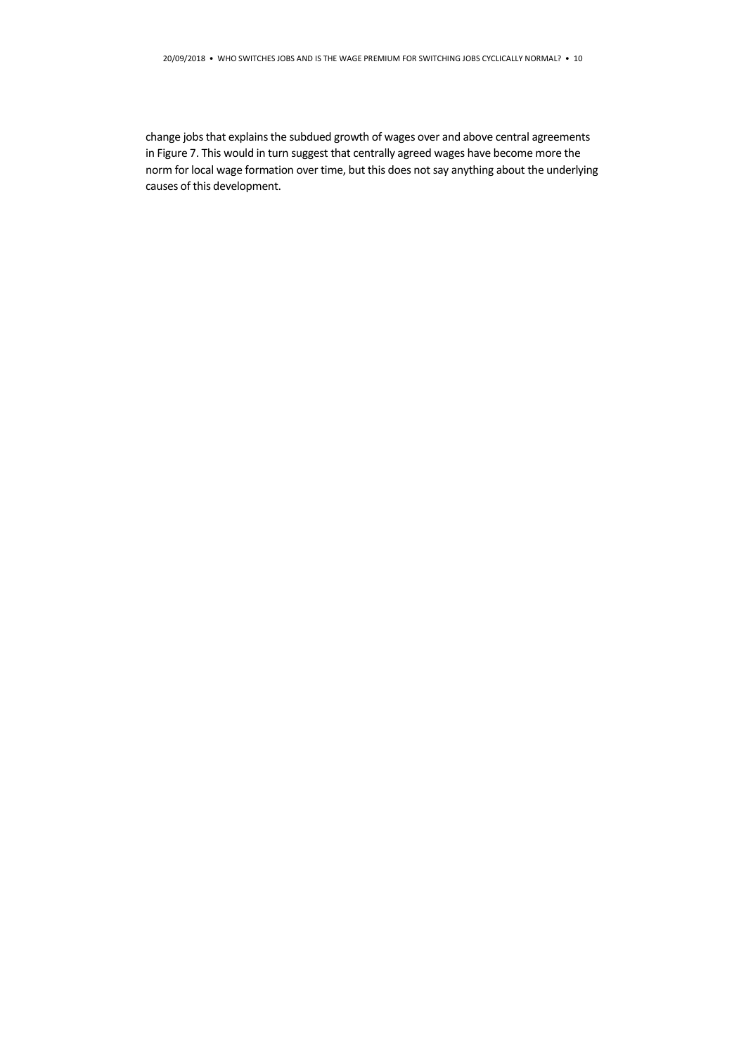change jobs that explains the subdued growth of wages over and above central agreements in Figure 7. This would in turn suggest that centrally agreed wages have become more the norm for local wage formation over time, but this does not say anything about the underlying causes of this development.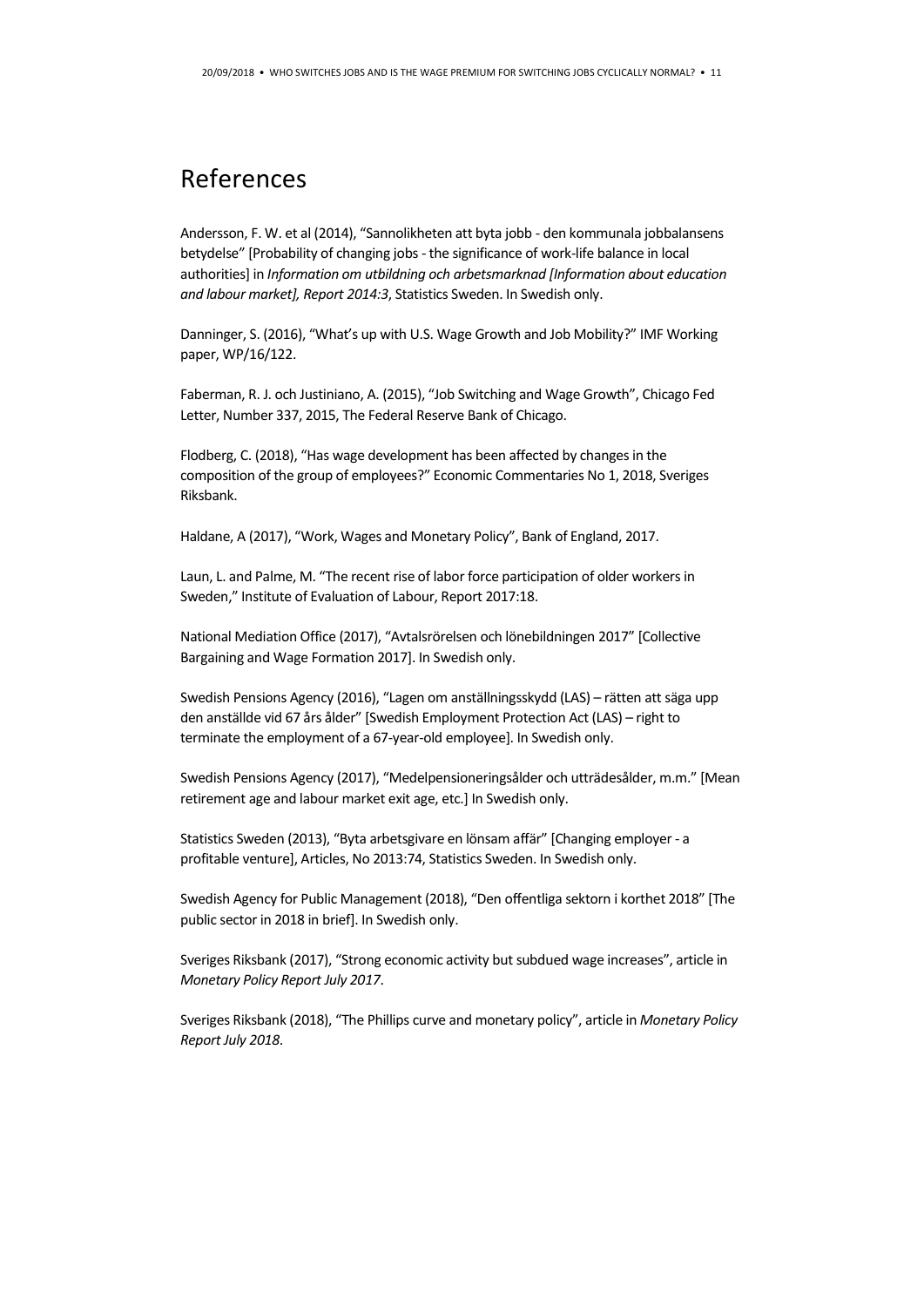# References

Andersson, F. W. et al (2014), "Sannolikheten att byta jobb - den kommunala jobbalansens betydelse" [Probability of changing jobs - the significance of work-life balance in local authorities] in *Information om utbildning och arbetsmarknad [Information about education and labour market], Report 2014:3*, Statistics Sweden. In Swedish only.

Danninger, S. (2016), "What's up with U.S. Wage Growth and Job Mobility?" IMF Working paper, WP/16/122.

Faberman, R. J. och Justiniano, A. (2015), "Job Switching and Wage Growth", Chicago Fed Letter, Number 337, 2015, The Federal Reserve Bank of Chicago.

Flodberg, C. (2018), "Has wage development has been affected by changes in the composition of the group of employees?" Economic Commentaries No 1, 2018, Sveriges Riksbank.

Haldane, A (2017), "Work, Wages and Monetary Policy", Bank of England, 2017.

Laun, L. and Palme, M. "The recent rise of labor force participation of older workers in Sweden," Institute of Evaluation of Labour, Report 2017:18.

National Mediation Office (2017), "Avtalsrörelsen och lönebildningen 2017" [Collective Bargaining and Wage Formation 2017]. In Swedish only.

Swedish Pensions Agency (2016), "Lagen om anställningsskydd (LAS) – rätten att säga upp den anställde vid 67 års ålder" [Swedish Employment Protection Act (LAS) – right to terminate the employment of a 67-year-old employee]. In Swedish only.

Swedish Pensions Agency (2017), "Medelpensioneringsålder och utträdesålder, m.m." [Mean retirement age and labour market exit age, etc.] In Swedish only.

Statistics Sweden (2013), "Byta arbetsgivare en lönsam affär" [Changing employer - a profitable venture], Articles, No 2013:74, Statistics Sweden. In Swedish only.

Swedish Agency for Public Management (2018), "Den offentliga sektorn i korthet 2018" [The public sector in 2018 in brief]. In Swedish only.

Sveriges Riksbank (2017), "Strong economic activity but subdued wage increases", article in *Monetary Policy Report July 2017*.

Sveriges Riksbank (2018), "The Phillips curve and monetary policy", article in *Monetary Policy Report July 2018*.